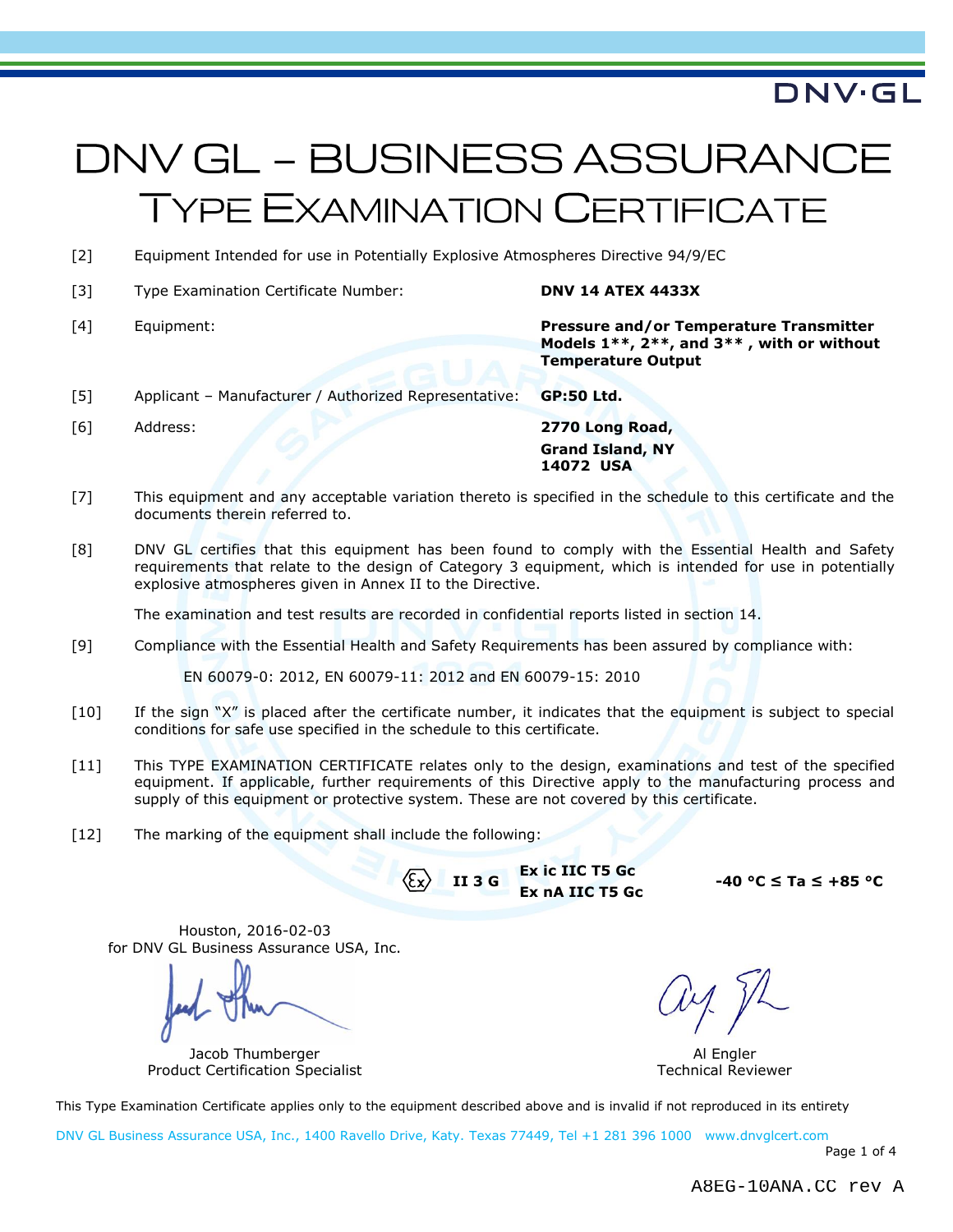# DNV GL – BUSINESS ASSURANCE
## TYPE EXAMINATION CERTIFICATE

[2] Equipment Intended for use in Potentially Explosive Atmospheres Directive 94/9/EC

[3] Type Examination Certificate Number: **DNV 14 ATEX 4433X**

[4] Equipment: **Pressure and/or Temperature Transmitter Models 1**, 2**, and 3** , with or without Temperature Output**

[5] Applicant – Manufacturer / Authorized Representative: **GP:50 Ltd.**

[6] Address: **2770 Long Road, Grand Island, NY 14072 USA**

[7] This equipment and any acceptable variation thereto is specified in the schedule to this certificate and the documents therein referred to.

[8] DNV GL certifies that this equipment has been found to comply with the Essential Health and Safety requirements that relate to the design of Category 3 equipment, which is intended for use in potentially explosive atmospheres given in Annex II to the Directive.

The examination and test results are recorded in confidential reports listed in section 14.

[9] Compliance with the Essential Health and Safety Requirements has been assured by compliance with:

EN 60079-0: 2012, EN 60079-11: 2012 and EN 60079-15: 2010

[10] If the sign "X" is placed after the certificate number, it indicates that the equipment is subject to special conditions for safe use specified in the schedule to this certificate.

[11] This TYPE EXAMINATION CERTIFICATE relates only to the design, examinations and test of the specified equipment. If applicable, further requirements of this Directive apply to the manufacturing process and supply of this equipment or protective system. These are not covered by this certificate.

[12] The marking of the equipment shall include the following:

**Ex II 3 G** **Ex ic IIC T5 Gc** **Ex nA IIC T5 Gc** **-40 °C ≤ Ta ≤ +85 °C**

Houston, 2016-02-03
for DNV GL Business Assurance USA, Inc.

Jacob Thumberger
Product Certification Specialist

Al Engler
Technical Reviewer

This Type Examination Certificate applies only to the equipment described above and is invalid if not reproduced in its entirety

DNV GL Business Assurance USA, Inc., 1400 Ravello Drive, Katy. Texas 77449, Tel +1 281 396 1000 www.dnvglcert.com

A8EG-10ANA.CC rev A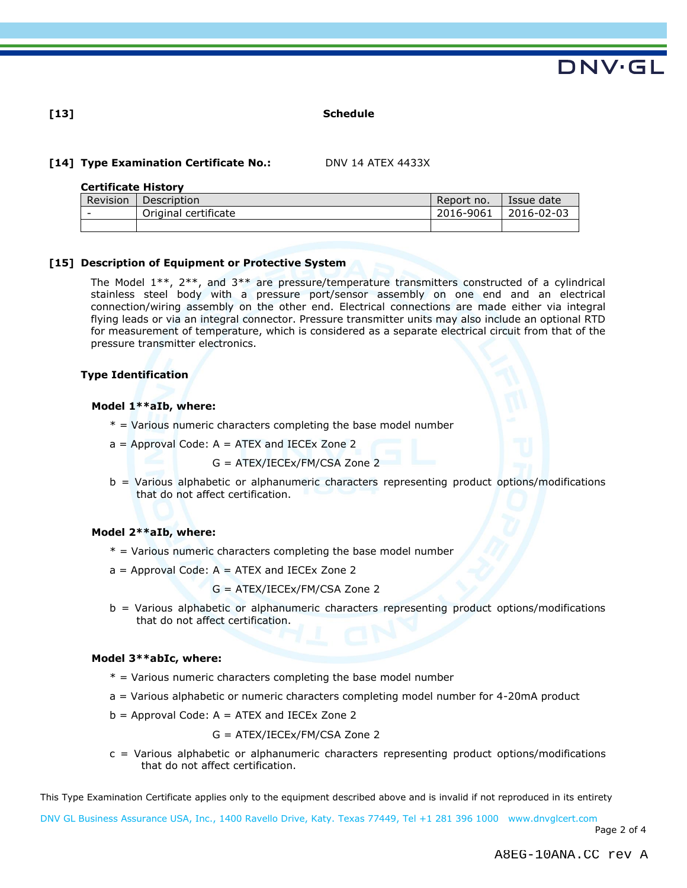**[13]** **Schedule**

**[14] Type Examination Certificate No.:** DNV 14 ATEX 4433X

**Certificate History**

| Revision | Description | Report no. | Issue date |
|---|---|---|---|
| - | Original certificate | 2016-9061 | 2016-02-03 |
| | | | |

**[15] Description of Equipment or Protective System**

The Model 1**, 2**, and 3** are pressure/temperature transmitters constructed of a cylindrical stainless steel body with a pressure port/sensor assembly on one end and an electrical connection/wiring assembly on the other end. Electrical connections are made either via integral flying leads or via an integral connector. Pressure transmitter units may also include an optional RTD for measurement of temperature, which is considered as a separate electrical circuit from that of the pressure transmitter electronics.

**Type Identification**

**Model 1**aIb, where:**

* = Various numeric characters completing the base model number

a = Approval Code: A = ATEX and IECEx Zone 2

G = ATEX/IECEx/FM/CSA Zone 2

b = Various alphabetic or alphanumeric characters representing product options/modifications that do not affect certification.

**Model 2**aIb, where:**

* = Various numeric characters completing the base model number

a = Approval Code: A = ATEX and IECEx Zone 2

G = ATEX/IECEx/FM/CSA Zone 2

b = Various alphabetic or alphanumeric characters representing product options/modifications that do not affect certification.

**Model 3**abIc, where:**

* = Various numeric characters completing the base model number

a = Various alphabetic or numeric characters completing model number for 4-20mA product

b = Approval Code: A = ATEX and IECEx Zone 2

G = ATEX/IECEx/FM/CSA Zone 2

c = Various alphabetic or alphanumeric characters representing product options/modifications that do not affect certification.

This Type Examination Certificate applies only to the equipment described above and is invalid if not reproduced in its entirety

DNV GL Business Assurance USA, Inc., 1400 Ravello Drive, Katy. Texas 77449, Tel +1 281 396 1000 www.dnvglcert.com

A8EG-10ANA.CC rev A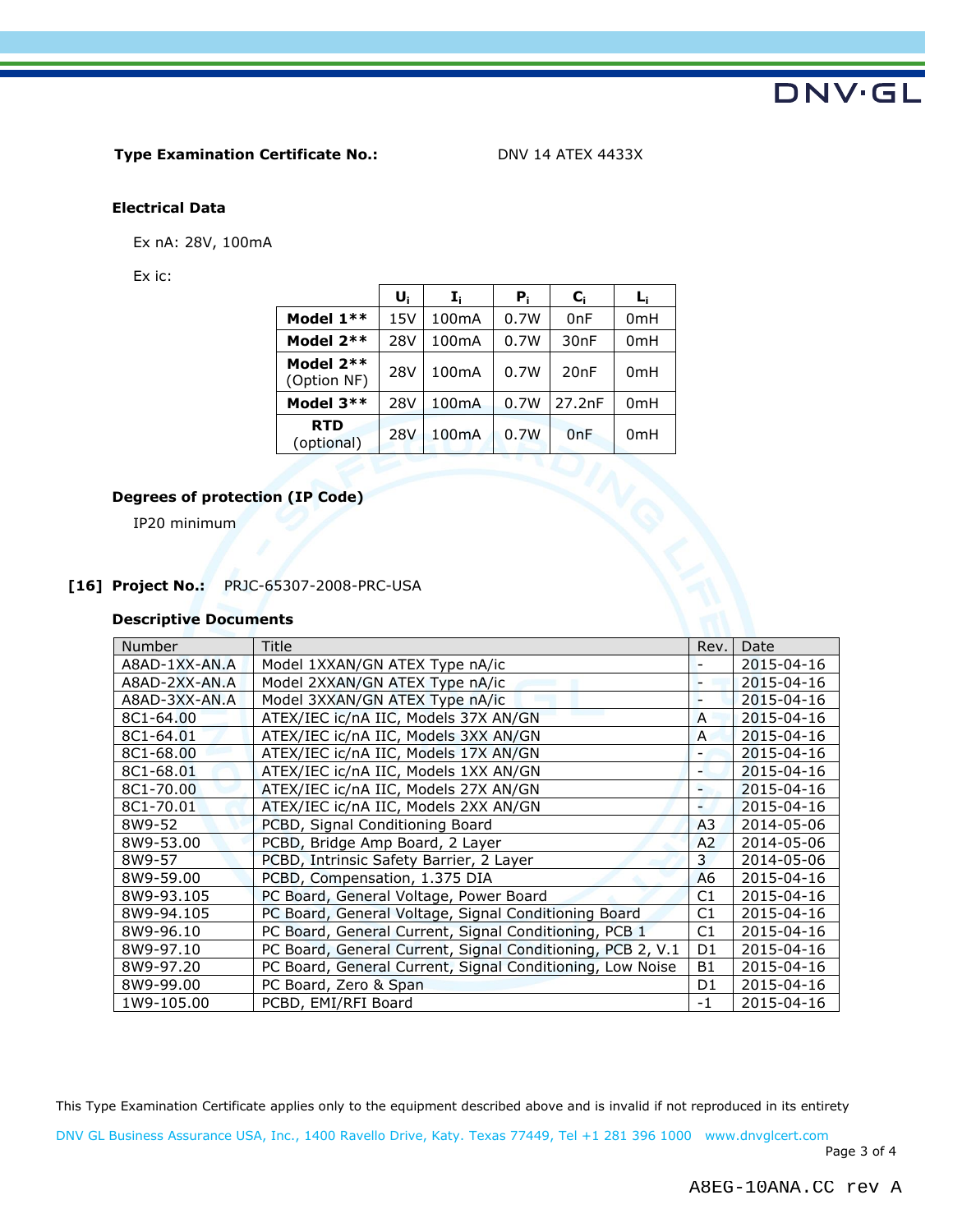**Type Examination Certificate No.:** DNV 14 ATEX 4433X

**Electrical Data**

Ex nA: 28V, 100mA

Ex ic:

| | $U_i$ | $I_i$ | $P_i$ | $C_i$ | $L_i$ |
|---|---|---|---|---|---|
| **Model 1**** | 15V | 100mA | 0.7W | 0nF | 0mH |
| **Model 2**** | 28V | 100mA | 0.7W | 30nF | 0mH |
| **Model 2**** (Option NF) | 28V | 100mA | 0.7W | 20nF | 0mH |
| **Model 3**** | 28V | 100mA | 0.7W | 27.2nF | 0mH |
| **RTD** (optional) | 28V | 100mA | 0.7W | 0nF | 0mH |

**Degrees of protection (IP Code)**

IP20 minimum

**[16] Project No.:** PRJC-65307-2008-PRC-USA

**Descriptive Documents**

| Number | Title | Rev. | Date |
|---|---|---|---|
| A8AD-1XX-AN.A | Model 1XXAN/GN ATEX Type nA/ic | - | 2015-04-16 |
| A8AD-2XX-AN.A | Model 2XXAN/GN ATEX Type nA/ic | - | 2015-04-16 |
| A8AD-3XX-AN.A | Model 3XXAN/GN ATEX Type nA/ic | - | 2015-04-16 |
| 8C1-64.00 | ATEX/IEC ic/nA IIC, Models 37X AN/GN | A | 2015-04-16 |
| 8C1-64.01 | ATEX/IEC ic/nA IIC, Models 3XX AN/GN | A | 2015-04-16 |
| 8C1-68.00 | ATEX/IEC ic/nA IIC, Models 17X AN/GN | - | 2015-04-16 |
| 8C1-68.01 | ATEX/IEC ic/nA IIC, Models 1XX AN/GN | - | 2015-04-16 |
| 8C1-70.00 | ATEX/IEC ic/nA IIC, Models 27X AN/GN | - | 2015-04-16 |
| 8C1-70.01 | ATEX/IEC ic/nA IIC, Models 2XX AN/GN | - | 2015-04-16 |
| 8W9-52 | PCBD, Signal Conditioning Board | A3 | 2014-05-06 |
| 8W9-53.00 | PCBD, Bridge Amp Board, 2 Layer | A2 | 2014-05-06 |
| 8W9-57 | PCBD, Intrinsic Safety Barrier, 2 Layer | 3 | 2014-05-06 |
| 8W9-59.00 | PCBD, Compensation, 1.375 DIA | A6 | 2015-04-16 |
| 8W9-93.105 | PC Board, General Voltage, Power Board | C1 | 2015-04-16 |
| 8W9-94.105 | PC Board, General Voltage, Signal Conditioning Board | C1 | 2015-04-16 |
| 8W9-96.10 | PC Board, General Current, Signal Conditioning, PCB 1 | C1 | 2015-04-16 |
| 8W9-97.10 | PC Board, General Current, Signal Conditioning, PCB 2, V.1 | D1 | 2015-04-16 |
| 8W9-97.20 | PC Board, General Current, Signal Conditioning, Low Noise | B1 | 2015-04-16 |
| 8W9-99.00 | PC Board, Zero & Span | D1 | 2015-04-16 |
| 1W9-105.00 | PCBD, EMI/RFI Board | -1 | 2015-04-16 |

This Type Examination Certificate applies only to the equipment described above and is invalid if not reproduced in its entirety

DNV GL Business Assurance USA, Inc., 1400 Ravello Drive, Katy. Texas 77449, Tel +1 281 396 1000 www.dnvglcert.com

A8EG-10ANA.CC rev A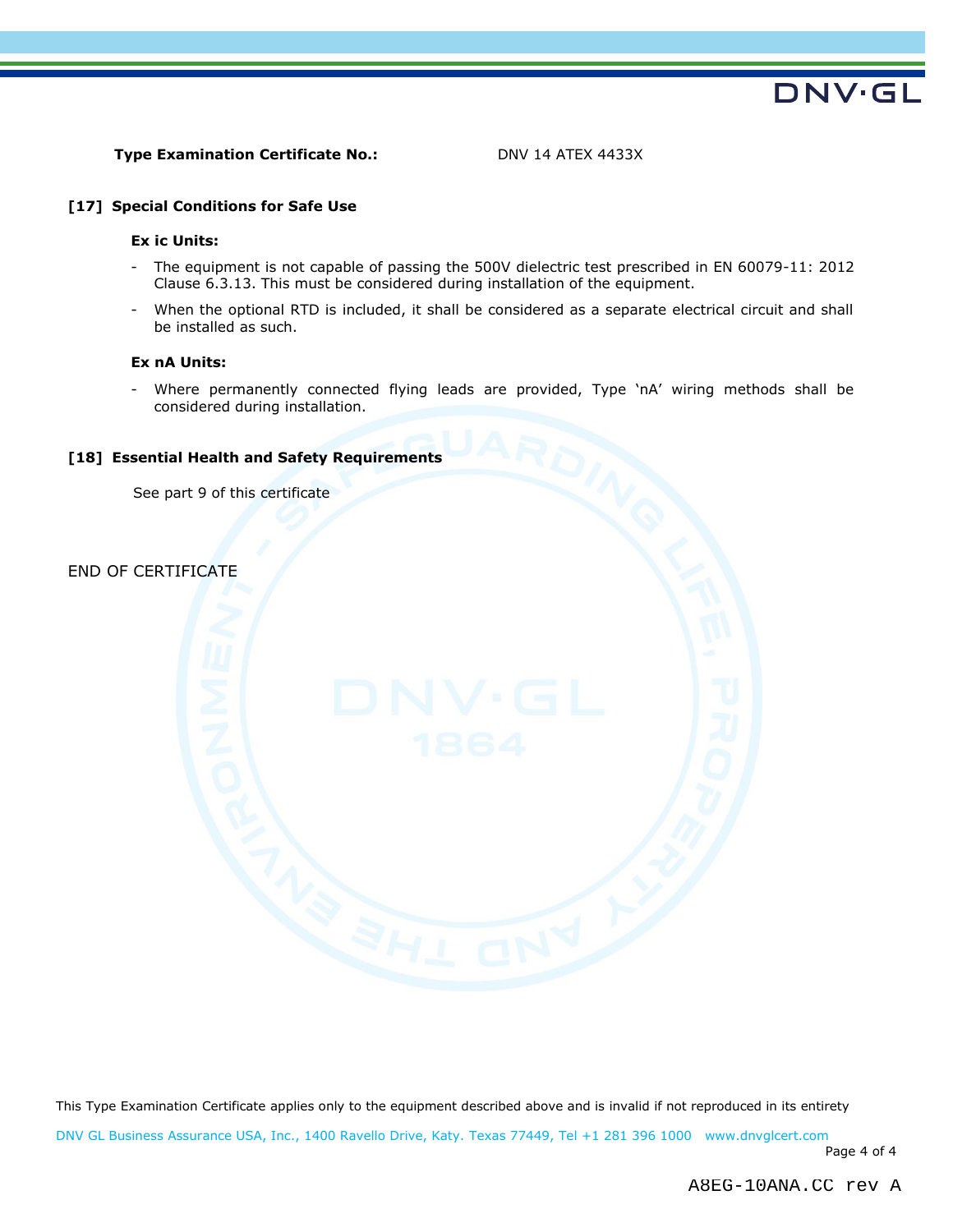**Type Examination Certificate No.:** DNV 14 ATEX 4433X

## [17] Special Conditions for Safe Use

**Ex ic Units:**

- The equipment is not capable of passing the 500V dielectric test prescribed in EN 60079-11: 2012 Clause 6.3.13. This must be considered during installation of the equipment.
- When the optional RTD is included, it shall be considered as a separate electrical circuit and shall be installed as such.

**Ex nA Units:**

- Where permanently connected flying leads are provided, Type ‘nA’ wiring methods shall be considered during installation.

## [18] Essential Health and Safety Requirements

See part 9 of this certificate

END OF CERTIFICATE

This Type Examination Certificate applies only to the equipment described above and is invalid if not reproduced in its entirety

DNV GL Business Assurance USA, Inc., 1400 Ravello Drive, Katy. Texas 77449, Tel +1 281 396 1000 www.dnvglcert.com

A8EG-10ANA.CC rev A